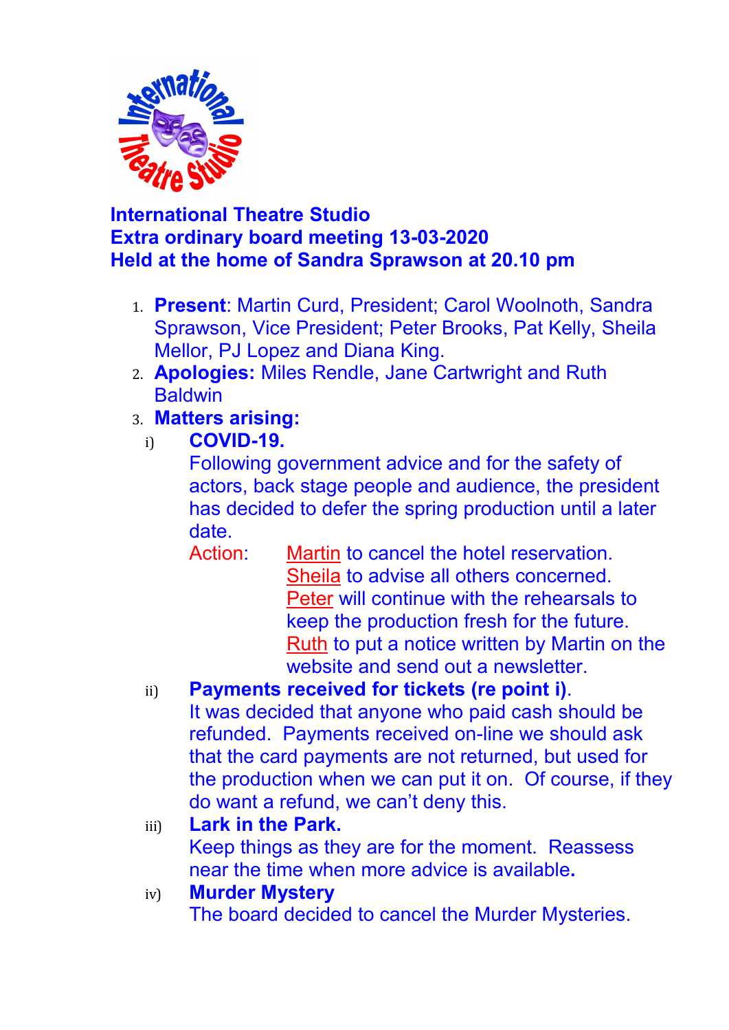# International Theatre Studio
## Extra ordinary board meeting 13-03-2020
## Held at the home of Sandra Sprawson at 20.10 pm

1. **Present**: Martin Curd, President; Carol Woolnoth, Sandra Sprawson, Vice President; Peter Brooks, Pat Kelly, Sheila Mellor, PJ Lopez and Diana King.
2. **Apologies:** Miles Rendle, Jane Cartwright and Ruth Baldwin
3. **Matters arising:**

   i) **COVID-19.**
   Following government advice and for the safety of actors, back stage people and audience, the president has decided to defer the spring production until a later date.

   Action:
   - Martin to cancel the hotel reservation.
   - Sheila to advise all others concerned.
   - Peter will continue with the rehearsals to keep the production fresh for the future.
   - Ruth to put a notice written by Martin on the website and send out a newsletter.

   ii) **Payments received for tickets (re point i)**.
   It was decided that anyone who paid cash should be refunded. Payments received on-line we should ask that the card payments are not returned, but used for the production when we can put it on. Of course, if they do want a refund, we can't deny this.

   iii) **Lark in the Park.**
   Keep things as they are for the moment. Reassess near the time when more advice is available**.**

   iv) **Murder Mystery**
   The board decided to cancel the Murder Mysteries.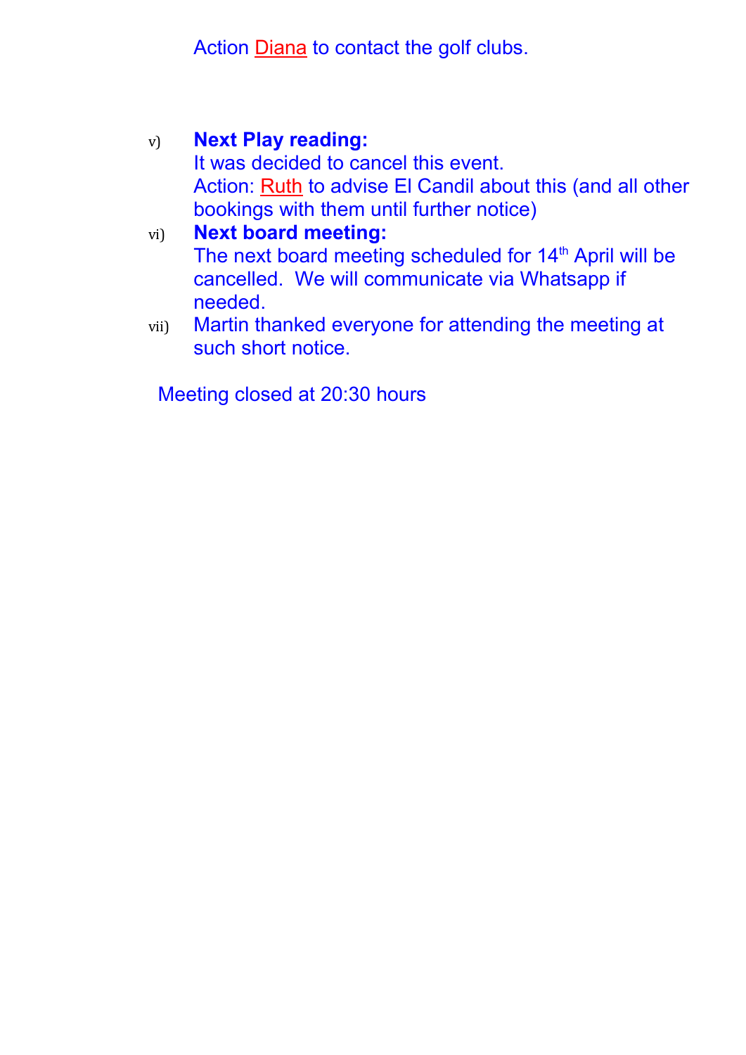Action Diana to contact the golf clubs.

v) **Next Play reading:**
It was decided to cancel this event.
Action: Ruth to advise El Candil about this (and all other bookings with them until further notice)

vi) **Next board meeting:**
The next board meeting scheduled for 14th April will be cancelled. We will communicate via Whatsapp if needed.

vii) Martin thanked everyone for attending the meeting at such short notice.

Meeting closed at 20:30 hours